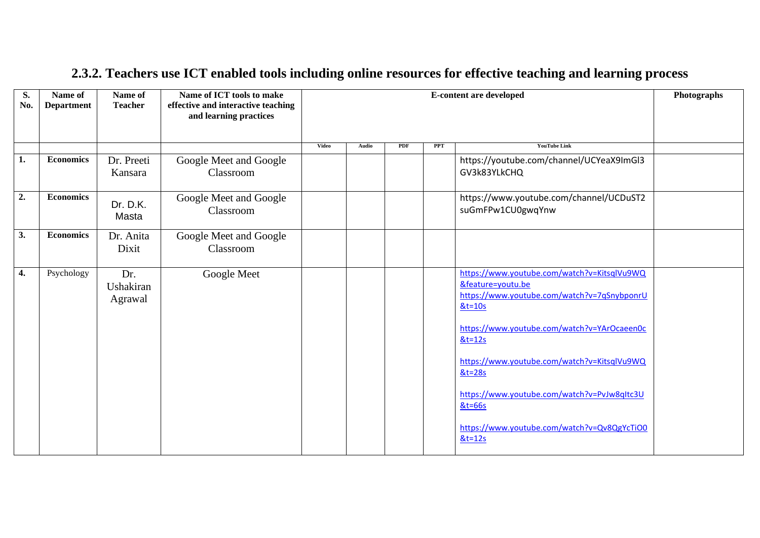## 2.3.2. Teachers use ICT enabled tools including online resources for effective teaching and learning process

| S. No. | Name of Department | Name of Teacher | Name of ICT tools to make effective and interactive teaching and learning practices | E-content are developed | | | | | Photographs |
|---|---|---|---|---|---|---|---|---|---|
| | | | | Video | Audio | PDF | PPT | YouTube Link | |
| 1. | Economics | Dr. Preeti Kansara | Google Meet and Google Classroom | | | | | https://youtube.com/channel/UCYeaX9ImGl3GV3k83YLkCHQ | |
| 2. | Economics | Dr. D.K. Masta | Google Meet and Google Classroom | | | | | https://www.youtube.com/channel/UCDuST2suGmFPw1CU0gwqYnw | |
| 3. | Economics | Dr. Anita Dixit | Google Meet and Google Classroom | | | | | | |
| 4. | Psychology | Dr. Ushakiran Agrawal | Google Meet | | | | | https://www.youtube.com/watch?v=KitsqlVu9WQ&feature=youtu.be<br>https://www.youtube.com/watch?v=7qSnybponrU&t=10s<br>https://www.youtube.com/watch?v=YArOcaeen0c&t=12s<br>https://www.youtube.com/watch?v=KitsqlVu9WQ&t=28s<br>https://www.youtube.com/watch?v=PvJw8qItc3U&t=66s<br>https://www.youtube.com/watch?v=Qv8QgYcTiO0&t=12s | |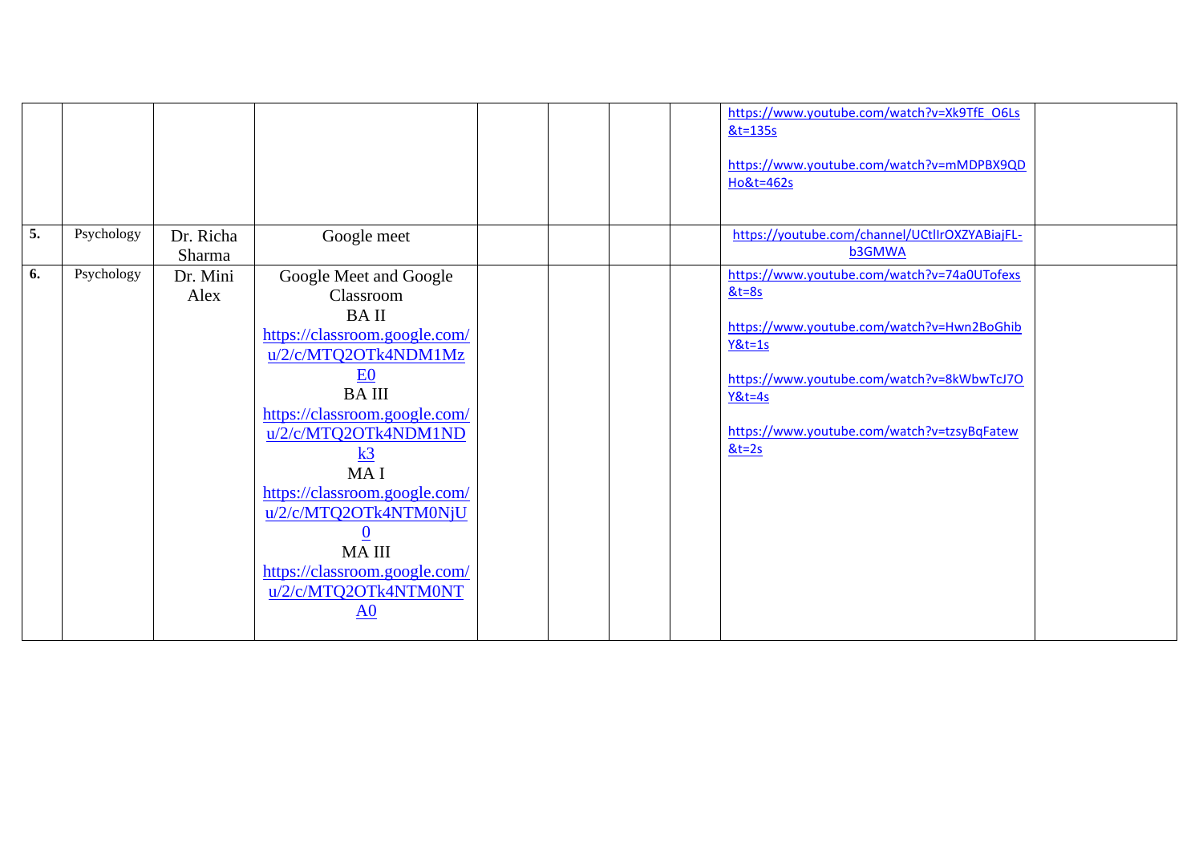| | | | | | | | | | |
|---|---|---|---|---|---|---|---|---|---|
| | | | | | | | | https://www.youtube.com/watch?v=Xk9TfE_O6Ls&t=135s<br><br>https://www.youtube.com/watch?v=mMDPBX9QDHo&t=462s | |
| **5.** | Psychology | Dr. Richa Sharma | Google meet | | | | | https://youtube.com/channel/UCtIlrOXZYABiajFL-b3GMWA | |
| **6.** | Psychology | Dr. Mini Alex | Google Meet and Google Classroom<br>BA II<br>https://classroom.google.com/u/2/c/MTQ2OTk4NDM1MzE0<br>BA III<br>https://classroom.google.com/u/2/c/MTQ2OTk4NDM1NDk3<br>MA I<br>https://classroom.google.com/u/2/c/MTQ2OTk4NTM0NjU0<br>MA III<br>https://classroom.google.com/u/2/c/MTQ2OTk4NTM0NTA0 | | | | | https://www.youtube.com/watch?v=74a0UTofexs&t=8s<br><br>https://www.youtube.com/watch?v=Hwn2BoGhibY&t=1s<br><br>https://www.youtube.com/watch?v=8kWbwTcJ7OY&t=4s<br><br>https://www.youtube.com/watch?v=tzsyBqFatew&t=2s | |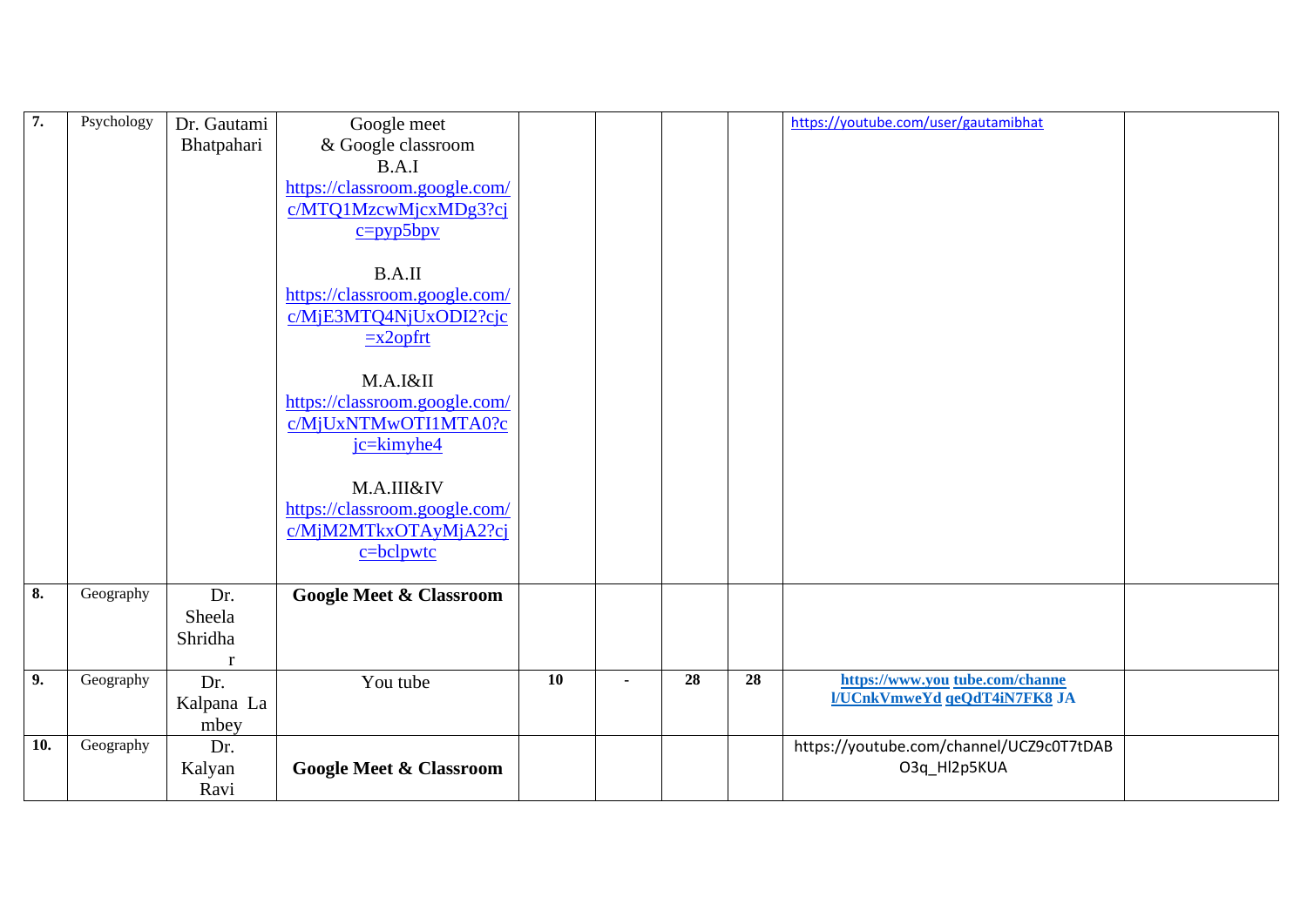| 7. | Psychology | Dr. Gautami Bhatpahari | Google meet & Google classroom<br>B.A.I<br>https://classroom.google.com/c/MTQ1MzcwMjcxMDg3?cjc=pyp5bpv<br><br>B.A.II<br>https://classroom.google.com/c/MjE3MTQ4NjUxODI2?cjc=x2opfrt<br><br>M.A.I&II<br>https://classroom.google.com/c/MjUxNTMwOTI1MTA0?cjc=kimyhe4<br><br>M.A.III&IV<br>https://classroom.google.com/c/MjM2MTkxOTAyMjA2?cjc=bclpwtc | | | | | https://youtube.com/user/gautamibhat | |
|---|---|---|---|---|---|---|---|---|---|
| 8. | Geography | Dr. Sheela Shridhar | **Google Meet & Classroom** | | | | | | |
| 9. | Geography | Dr. Kalpana Lambey | You tube | **10** | **-** | **28** | **28** | **https://www.youtube.com/channel/UCnkVmweYdqeQdT4iN7FK8JA** | |
| 10. | Geography | Dr. Kalyan Ravi | **Google Meet & Classroom** | | | | | https://youtube.com/channel/UCZ9c0T7tDABO3q_Hl2p5KUA | |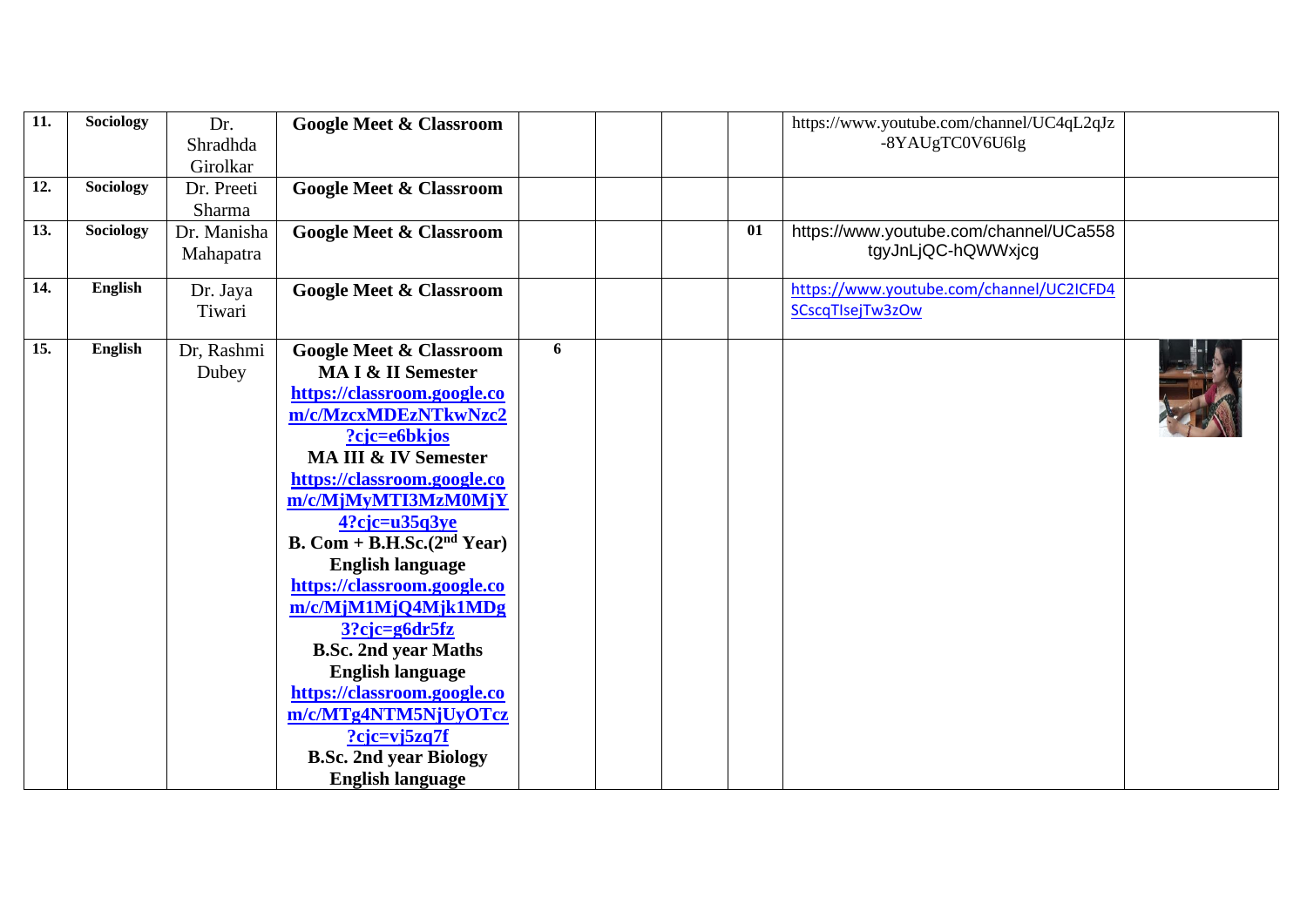| 11. | Sociology | Dr. Shradhda Girolkar | Google Meet & Classroom | | | | | https://www.youtube.com/channel/UC4qL2qJz-8YAUgTC0V6U6lg | |
|---|---|---|---|---|---|---|---|---|---|
| 12. | Sociology | Dr. Preeti Sharma | Google Meet & Classroom | | | | | | |
| 13. | Sociology | Dr. Manisha Mahapatra | Google Meet & Classroom | | | | 01 | https://www.youtube.com/channel/UCa558tgyJnLjQC-hQWWxjcg | |
| 14. | English | Dr. Jaya Tiwari | Google Meet & Classroom | | | | | https://www.youtube.com/channel/UC2ICFD4SCscqTlsejTw3zOw | |
| 15. | English | Dr, Rashmi Dubey | **Google Meet & Classroom** **MA I & II Semester** https://classroom.google.com/c/MzcxMDEzNTkwNzc2?cjc=e6bkjos **MA III & IV Semester** https://classroom.google.com/c/MjMyMTI3MzM0MjY4?cjc=u35q3ye **B. Com + B.H.Sc.(2nd Year) English language** https://classroom.google.com/c/MjM1MjQ4Mjk1MDg3?cjc=g6dr5fz **B.Sc. 2nd year Maths English language** https://classroom.google.com/c/MTg4NTM5NjUyOTcz?cjc=vj5zq7f **B.Sc. 2nd year Biology English language** | 6 | | | | | |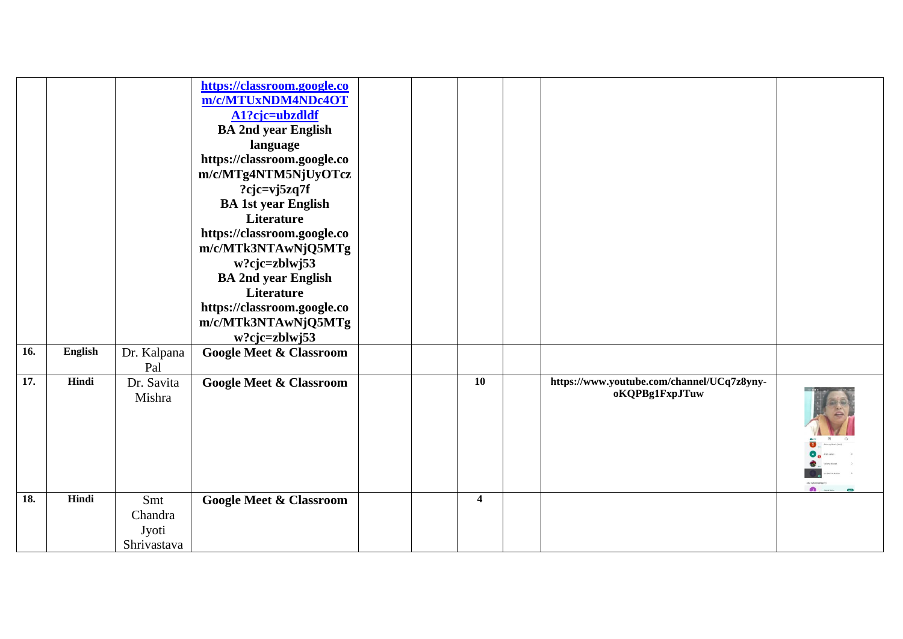| | | | | | | | | | |
|---|---|---|---|---|---|---|---|---|---|
| | | | **https://classroom.google.com/c/MTUxNDM4NDc4OTA1?cjc=ubzdldf** **BA 2nd year English language** **https://classroom.google.com/c/MTg4NTM5NjUyOTcz?cjc=vj5zq7f** **BA 1st year English Literature** **https://classroom.google.com/c/MTk3NTAwNjQ5MTgw?cjc=zblwj53** **BA 2nd year English Literature** **https://classroom.google.com/c/MTk3NTAwNjQ5MTgw?cjc=zblwj53** | | | | | | |
| **16.** | **English** | Dr. Kalpana Pal | **Google Meet & Classroom** | | | | | | |
| **17.** | **Hindi** | Dr. Savita Mishra | **Google Meet & Classroom** | | | **10** | | **https://www.youtube.com/channel/UCq7z8yny-oKQPBg1FxpJTuw** | |
| **18.** | **Hindi** | Smt Chandra Jyoti Shrivastava | **Google Meet & Classroom** | | | **4** | | | |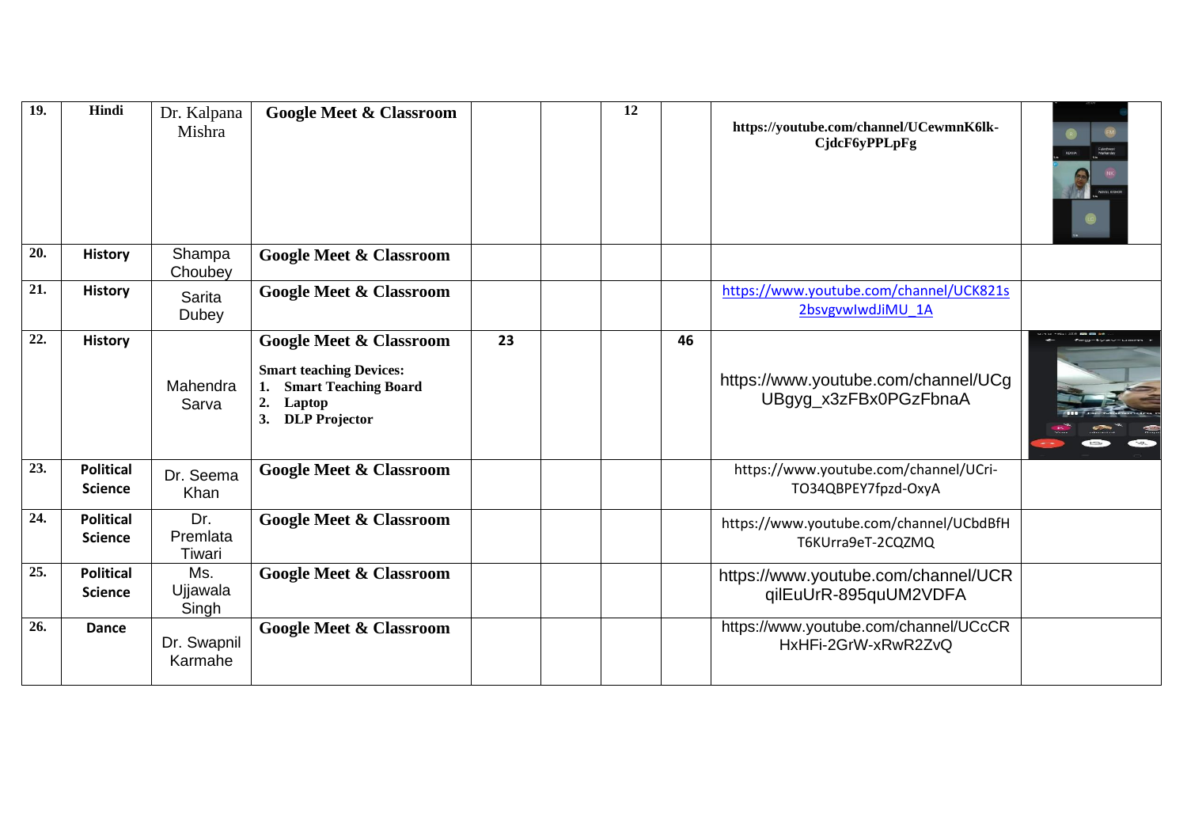| 19. | Hindi | Dr. Kalpana Mishra | Google Meet & Classroom | | | 12 | | https://youtube.com/channel/UCewmnK6lk-CjdcF6yPPLpFg | |
|---|---|---|---|---|---|---|---|---|---|
| 20. | History | Shampa Choubey | Google Meet & Classroom | | | | | | |
| 21. | History | Sarita Dubey | Google Meet & Classroom | | | | | https://www.youtube.com/channel/UCK821s2bsvgvwIwdJiMU_1A | |
| 22. | History | Mahendra Sarva | Google Meet & Classroom<br>**Smart teaching Devices:**<br>1. Smart Teaching Board<br>2. Laptop<br>3. DLP Projector | 23 | | | 46 | https://www.youtube.com/channel/UCgUBgyg_x3zFBx0PGzFbnaA | |
| 23. | Political Science | Dr. Seema Khan | Google Meet & Classroom | | | | | https://www.youtube.com/channel/UCri-TO34QBPEY7fpzd-OxyA | |
| 24. | Political Science | Dr. Premlata Tiwari | Google Meet & Classroom | | | | | https://www.youtube.com/channel/UCbdBfHT6KUrra9eT-2CQZMQ | |
| 25. | Political Science | Ms. Ujjawala Singh | Google Meet & Classroom | | | | | https://www.youtube.com/channel/UCRqilEuUrR-895quUM2VDFA | |
| 26. | Dance | Dr. Swapnil Karmahe | Google Meet & Classroom | | | | | https://www.youtube.com/channel/UCcCRHxHFi-2GrW-xRwR2ZvQ | |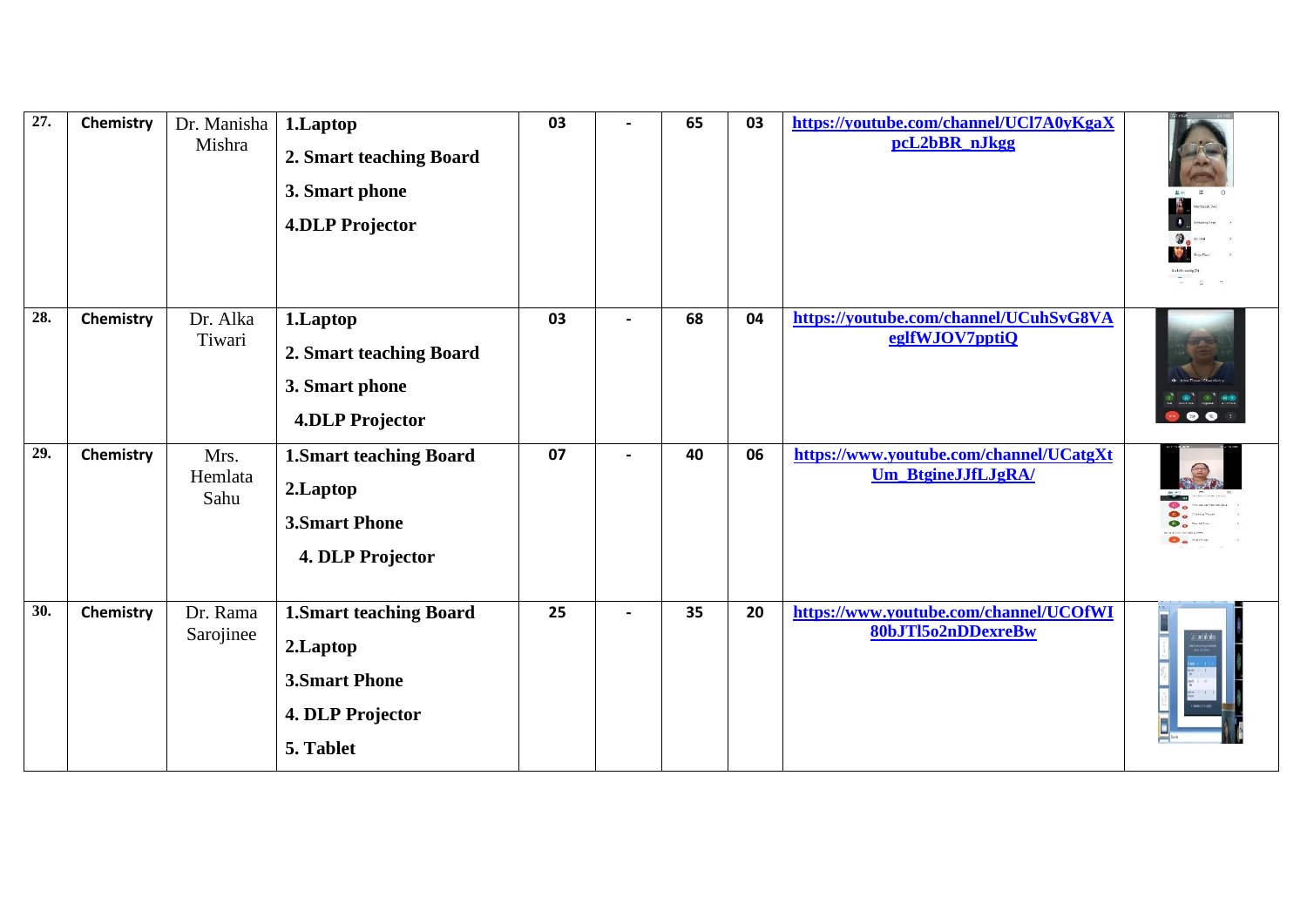| 27. | Chemistry | Dr. Manisha Mishra | **1.Laptop**<br>**2. Smart teaching Board**<br>**3. Smart phone**<br>**4.DLP Projector** | 03 | - | 65 | 03 | https://youtube.com/channel/UCl7A0yKgaXpcL2bBR_nJkgg | |
|---|---|---|---|---|---|---|---|---|---|
| 28. | Chemistry | Dr. Alka Tiwari | **1.Laptop**<br>**2. Smart teaching Board**<br>**3. Smart phone**<br>**4.DLP Projector** | 03 | - | 68 | 04 | https://youtube.com/channel/UCuhSvG8VAeglfWJOV7pptiQ | |
| 29. | Chemistry | Mrs. Hemlata Sahu | **1.Smart teaching Board**<br>**2.Laptop**<br>**3.Smart Phone**<br>**4. DLP Projector** | 07 | - | 40 | 06 | https://www.youtube.com/channel/UCatgXtUm_BtgineJJfLJgRA/ | |
| 30. | Chemistry | Dr. Rama Sarojinee | **1.Smart teaching Board**<br>**2.Laptop**<br>**3.Smart Phone**<br>**4. DLP Projector**<br>**5. Tablet** | 25 | - | 35 | 20 | https://www.youtube.com/channel/UCOfWI80bJTl5o2nDDexreBw | |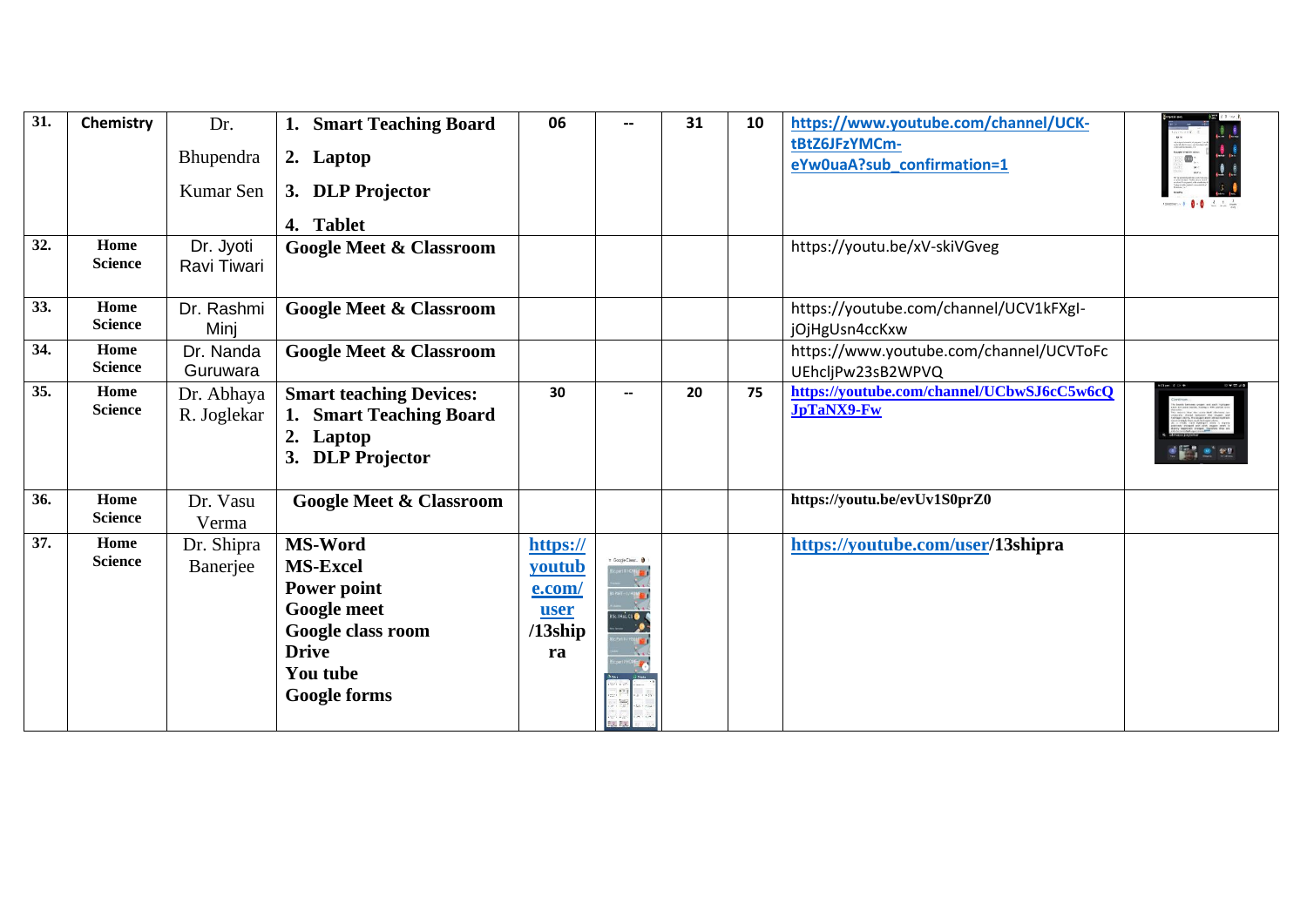| 31. | Chemistry | Dr. Bhupendra Kumar Sen | 1. **Smart Teaching Board** 2. **Laptop** 3. **DLP Projector** 4. **Tablet** | 06 | -- | 31 | 10 | https://www.youtube.com/channel/UCK-tBtZ6JFzYMCm-eYw0uaA?sub_confirmation=1 | |
|---|---|---|---|---|---|---|---|---|---|
| 32. | Home Science | Dr. Jyoti Ravi Tiwari | **Google Meet & Classroom** | | | | | https://youtu.be/xV-skiVGveg | |
| 33. | Home Science | Dr. Rashmi Minj | **Google Meet & Classroom** | | | | | https://youtube.com/channel/UCV1kFXgI-jOjHgUsn4ccKxw | |
| 34. | Home Science | Dr. Nanda Guruwara | **Google Meet & Classroom** | | | | | https://www.youtube.com/channel/UCVToFcUEhcljPw23sB2WPVQ | |
| 35. | Home Science | Dr. Abhaya R. Joglekar | **Smart teaching Devices:** 1. **Smart Teaching Board** 2. **Laptop** 3. **DLP Projector** | 30 | -- | 20 | 75 | https://youtube.com/channel/UCbwSJ6cC5w6cQJpTaNX9-Fw | |
| 36. | Home Science | Dr. Vasu Verma | **Google Meet & Classroom** | | | | | https://youtu.be/evUv1S0prZ0 | |
| 37. | Home Science | Dr. Shipra Banerjee | **MS-Word** **MS-Excel** **Power point** **Google meet** **Google class room** **Drive** **You tube** **Google forms** | https://youtube.com/user/13shipra | | | | https://youtube.com/user/13shipra | |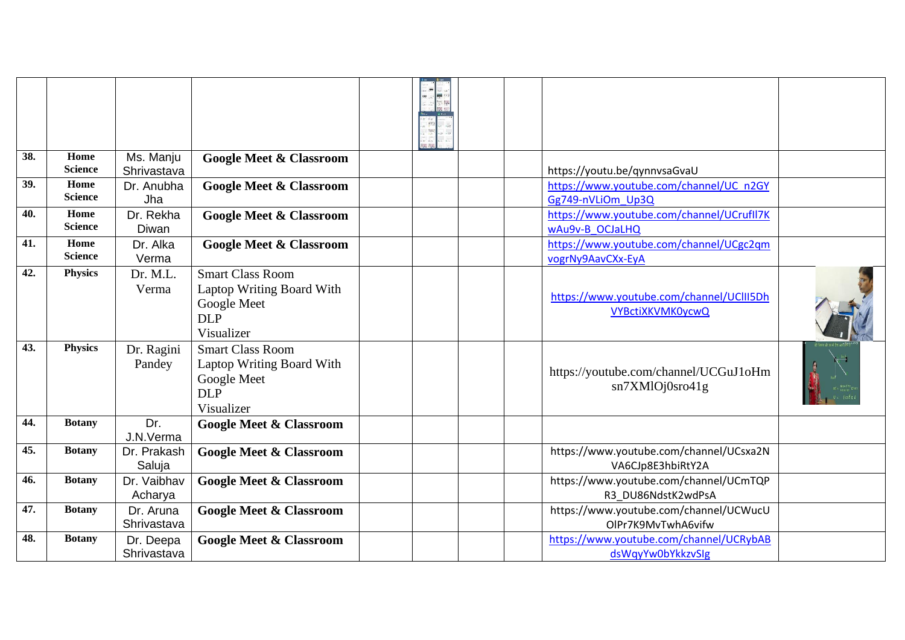| | | | | | | | | |
|---|---|---|---|---|---|---|---|---|
| | | | | | | | | |
| 38. | Home Science | Ms. Manju Shrivastava | **Google Meet & Classroom** | | | | https://youtu.be/qynnvsaGvaU | |
| 39. | Home Science | Dr. Anubha Jha | **Google Meet & Classroom** | | | | https://www.youtube.com/channel/UC_n2GYGg749-nVLiOm_Up3Q | |
| 40. | Home Science | Dr. Rekha Diwan | **Google Meet & Classroom** | | | | https://www.youtube.com/channel/UCrufIl7KwAu9v-B_OCJaLHQ | |
| 41. | Home Science | Dr. Alka Verma | **Google Meet & Classroom** | | | | https://www.youtube.com/channel/UCgc2qmvogrNy9AavCXx-EyA | |
| 42. | Physics | Dr. M.L. Verma | Smart Class Room<br>Laptop Writing Board With Google Meet<br>DLP<br>Visualizer | | | | https://www.youtube.com/channel/UClII5DhVYBctiXKVMK0ycwQ | |
| 43. | Physics | Dr. Ragini Pandey | Smart Class Room<br>Laptop Writing Board With Google Meet<br>DLP<br>Visualizer | | | | https://youtube.com/channel/UCGuJ1oHmsn7XMlOj0sro41g | |
| 44. | Botany | Dr. J.N.Verma | **Google Meet & Classroom** | | | | | |
| 45. | Botany | Dr. Prakash Saluja | **Google Meet & Classroom** | | | | https://www.youtube.com/channel/UCsxa2NVA6CJp8E3hbiRtY2A | |
| 46. | Botany | Dr. Vaibhav Acharya | **Google Meet & Classroom** | | | | https://www.youtube.com/channel/UCmTQPR3_DU86NdstK2wdPsA | |
| 47. | Botany | Dr. Aruna Shrivastava | **Google Meet & Classroom** | | | | https://www.youtube.com/channel/UCWucUOlPr7K9MvTwhA6vifw | |
| 48. | Botany | Dr. Deepa Shrivastava | **Google Meet & Classroom** | | | | https://www.youtube.com/channel/UCRybABdsWqyYw0bYkkzvSlg | |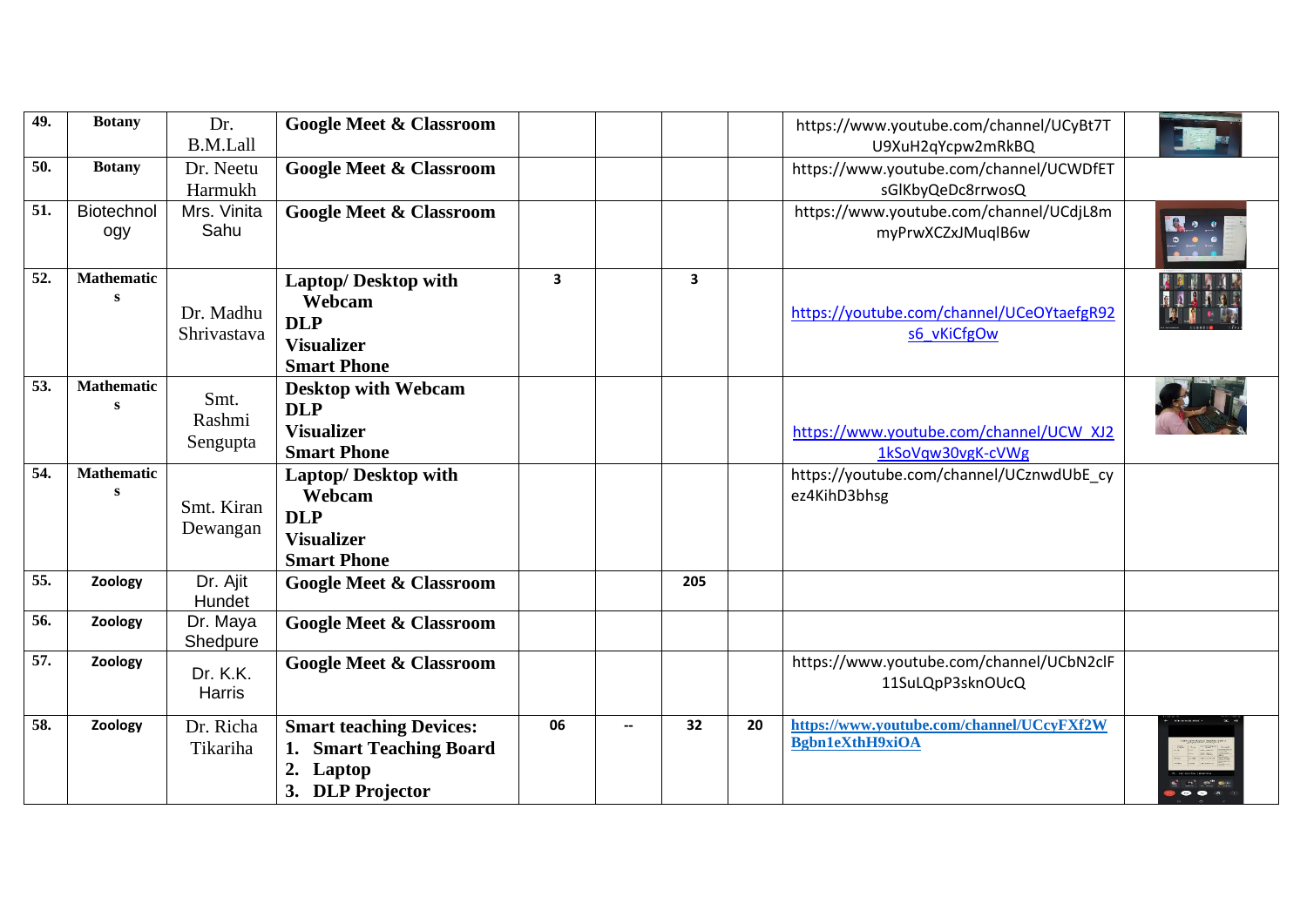| 49. | Botany | Dr. B.M.Lall | Google Meet & Classroom | | | | | https://www.youtube.com/channel/UCyBt7TU9XuH2qYcpw2mRkBQ | |
|---|---|---|---|---|---|---|---|---|---|
| 50. | Botany | Dr. Neetu Harmukh | Google Meet & Classroom | | | | | https://www.youtube.com/channel/UCWDfETsGlKbyQeDc8rrwosQ | |
| 51. | Biotechnology | Mrs. Vinita Sahu | Google Meet & Classroom | | | | | https://www.youtube.com/channel/UCdjL8mmyPrwXCZxJMuqlB6w | |
| 52. | Mathematics | Dr. Madhu Shrivastava | Laptop/ Desktop with Webcam<br>DLP<br>Visualizer<br>Smart Phone | 3 | | 3 | | https://youtube.com/channel/UCeOYtaefgR92s6_vKiCfgOw | |
| 53. | Mathematics | Smt. Rashmi Sengupta | Desktop with Webcam<br>DLP<br>Visualizer<br>Smart Phone | | | | | https://www.youtube.com/channel/UCW_XJ21kSoVqw30vgK-cVWg | |
| 54. | Mathematics | Smt. Kiran Dewangan | Laptop/ Desktop with Webcam<br>DLP<br>Visualizer<br>Smart Phone | | | | | https://youtube.com/channel/UCznwdUbE_cyez4KihD3bhsg | |
| 55. | Zoology | Dr. Ajit Hundet | Google Meet & Classroom | | | 205 | | | |
| 56. | Zoology | Dr. Maya Shedpure | Google Meet & Classroom | | | | | | |
| 57. | Zoology | Dr. K.K. Harris | Google Meet & Classroom | | | | | https://www.youtube.com/channel/UCbN2clF11SuLQpP3sknOUcQ | |
| 58. | Zoology | Dr. Richa Tikariha | Smart teaching Devices:<br>1. Smart Teaching Board<br>2. Laptop<br>3. DLP Projector | 06 | -- | 32 | 20 | https://www.youtube.com/channel/UCcyFXf2WBgbn1eXthH9xiOA | |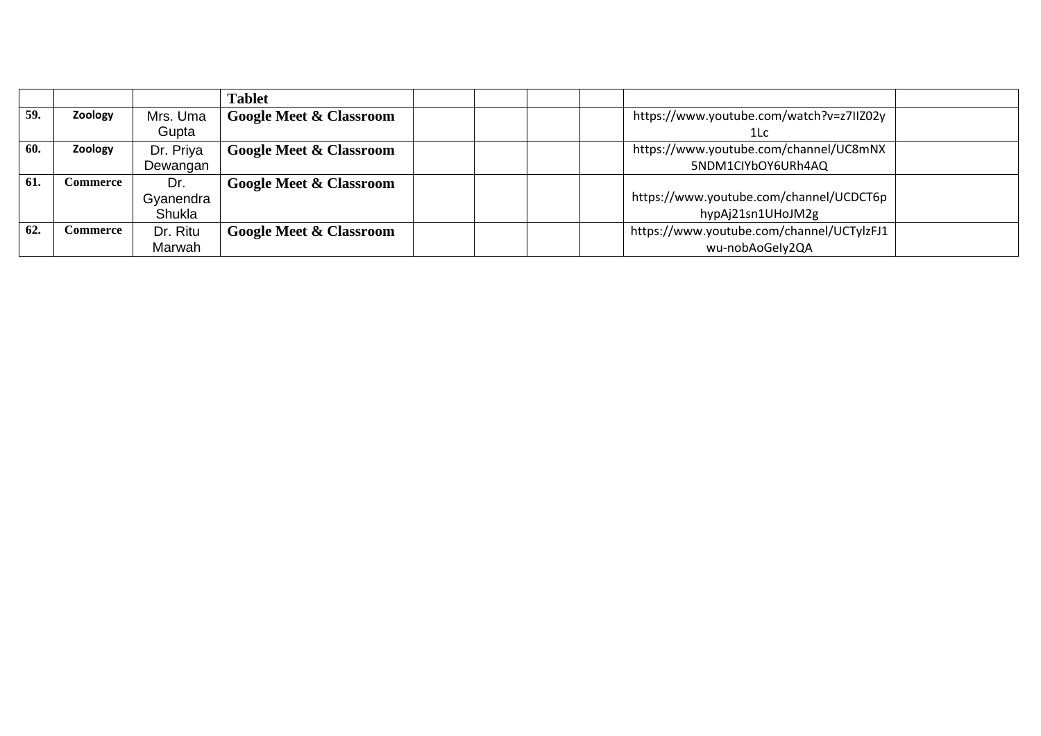| | | | | | | | | | |
|---|---|---|---|---|---|---|---|---|---|
| | | | **Tablet** | | | | | | |
| **59.** | **Zoology** | Mrs. Uma Gupta | **Google Meet & Classroom** | | | | | https://www.youtube.com/watch?v=z7IIZ02y1Lc | |
| **60.** | **Zoology** | Dr. Priya Dewangan | **Google Meet & Classroom** | | | | | https://www.youtube.com/channel/UC8mNX5NDM1CIYbOY6URh4AQ | |
| **61.** | **Commerce** | Dr. Gyanendra Shukla | **Google Meet & Classroom** | | | | | https://www.youtube.com/channel/UCDCT6phypAj21sn1UHoJM2g | |
| **62.** | **Commerce** | Dr. Ritu Marwah | **Google Meet & Classroom** | | | | | https://www.youtube.com/channel/UCTylzFJ1wu-nobAoGeIy2QA | |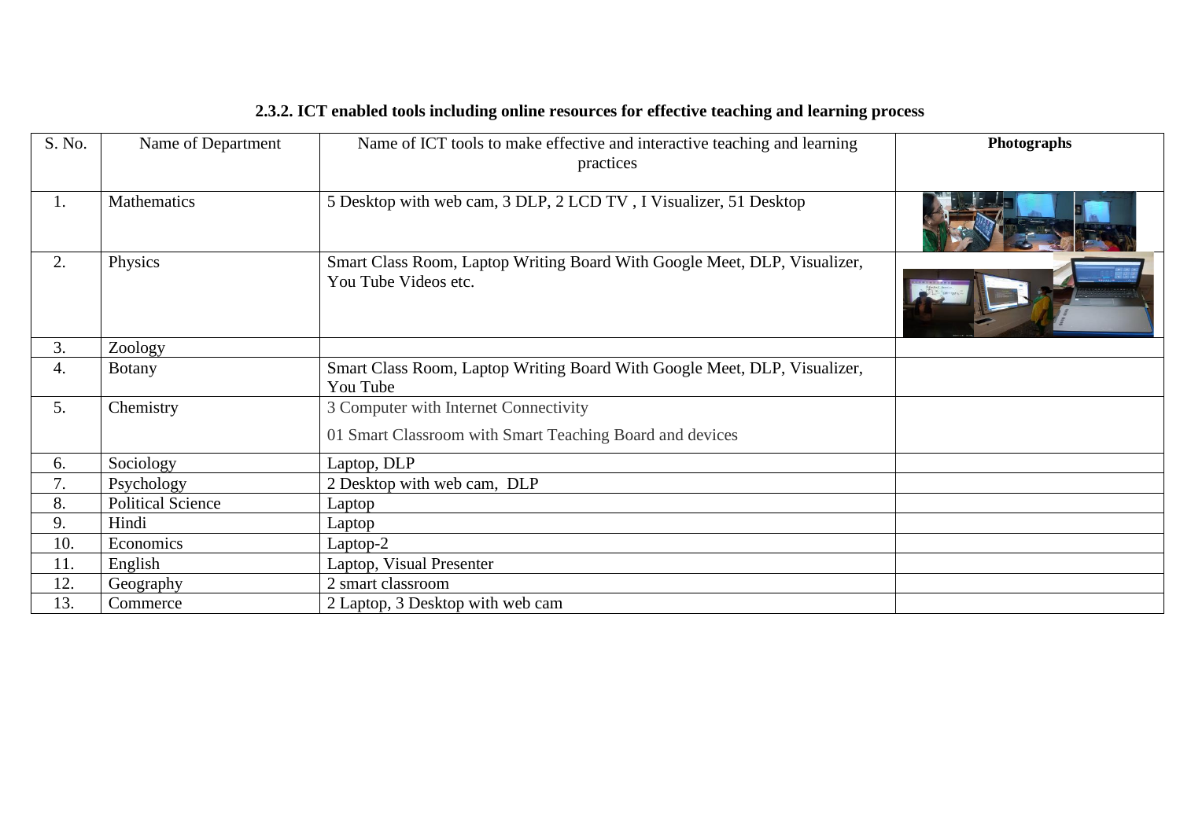**2.3.2. ICT enabled tools including online resources for effective teaching and learning process**

| S. No. | Name of Department | Name of ICT tools to make effective and interactive teaching and learning practices | **Photographs** |
|---|---|---|---|
| 1. | Mathematics | 5 Desktop with web cam, 3 DLP, 2 LCD TV , I Visualizer, 51 Desktop | |
| 2. | Physics | Smart Class Room, Laptop Writing Board With Google Meet, DLP, Visualizer, You Tube Videos etc. | |
| 3. | Zoology | | |
| 4. | Botany | Smart Class Room, Laptop Writing Board With Google Meet, DLP, Visualizer, You Tube | |
| 5. | Chemistry | 3 Computer with Internet Connectivity<br>01 Smart Classroom with Smart Teaching Board and devices | |
| 6. | Sociology | Laptop, DLP | |
| 7. | Psychology | 2 Desktop with web cam, DLP | |
| 8. | Political Science | Laptop | |
| 9. | Hindi | Laptop | |
| 10. | Economics | Laptop-2 | |
| 11. | English | Laptop, Visual Presenter | |
| 12. | Geography | 2 smart classroom | |
| 13. | Commerce | 2 Laptop, 3 Desktop with web cam | |